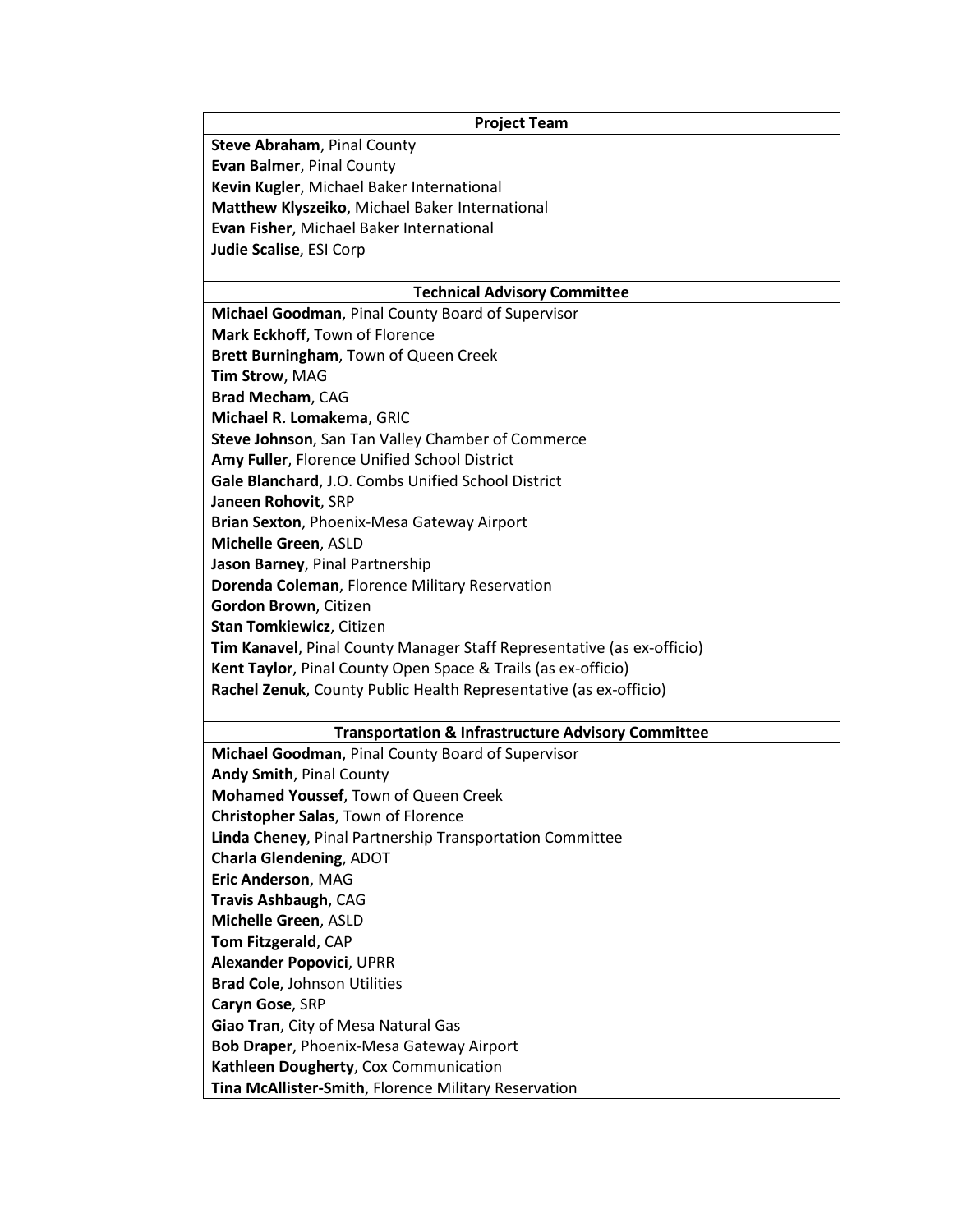| Project Team |
| --- |
| **Steve Abraham**, Pinal County |
| **Evan Balmer**, Pinal County |
| **Kevin Kugler**, Michael Baker International |
| **Matthew Klyszeiko**, Michael Baker International |
| **Evan Fisher**, Michael Baker International |
| **Judie Scalise**, ESI Corp |

| Technical Advisory Committee |
| --- |
| **Michael Goodman**, Pinal County Board of Supervisor |
| **Mark Eckhoff**, Town of Florence |
| **Brett Burningham**, Town of Queen Creek |
| **Tim Strow**, MAG |
| **Brad Mecham**, CAG |
| **Michael R. Lomakema**, GRIC |
| **Steve Johnson**, San Tan Valley Chamber of Commerce |
| **Amy Fuller**, Florence Unified School District |
| **Gale Blanchard**, J.O. Combs Unified School District |
| **Janeen Rohovit**, SRP |
| **Brian Sexton**, Phoenix-Mesa Gateway Airport |
| **Michelle Green**, ASLD |
| **Jason Barney**, Pinal Partnership |
| **Dorenda Coleman**, Florence Military Reservation |
| **Gordon Brown**, Citizen |
| **Stan Tomkiewicz**, Citizen |
| **Tim Kanavel**, Pinal County Manager Staff Representative (as ex-officio) |
| **Kent Taylor**, Pinal County Open Space & Trails (as ex-officio) |
| **Rachel Zenuk**, County Public Health Representative (as ex-officio) |

| Transportation & Infrastructure Advisory Committee |
| --- |
| **Michael Goodman**, Pinal County Board of Supervisor |
| **Andy Smith**, Pinal County |
| **Mohamed Youssef**, Town of Queen Creek |
| **Christopher Salas**, Town of Florence |
| **Linda Cheney**, Pinal Partnership Transportation Committee |
| **Charla Glendening**, ADOT |
| **Eric Anderson**, MAG |
| **Travis Ashbaugh**, CAG |
| **Michelle Green**, ASLD |
| **Tom Fitzgerald**, CAP |
| **Alexander Popovici**, UPRR |
| **Brad Cole**, Johnson Utilities |
| **Caryn Gose**, SRP |
| **Giao Tran**, City of Mesa Natural Gas |
| **Bob Draper**, Phoenix-Mesa Gateway Airport |
| **Kathleen Dougherty**, Cox Communication |
| **Tina McAllister-Smith**, Florence Military Reservation |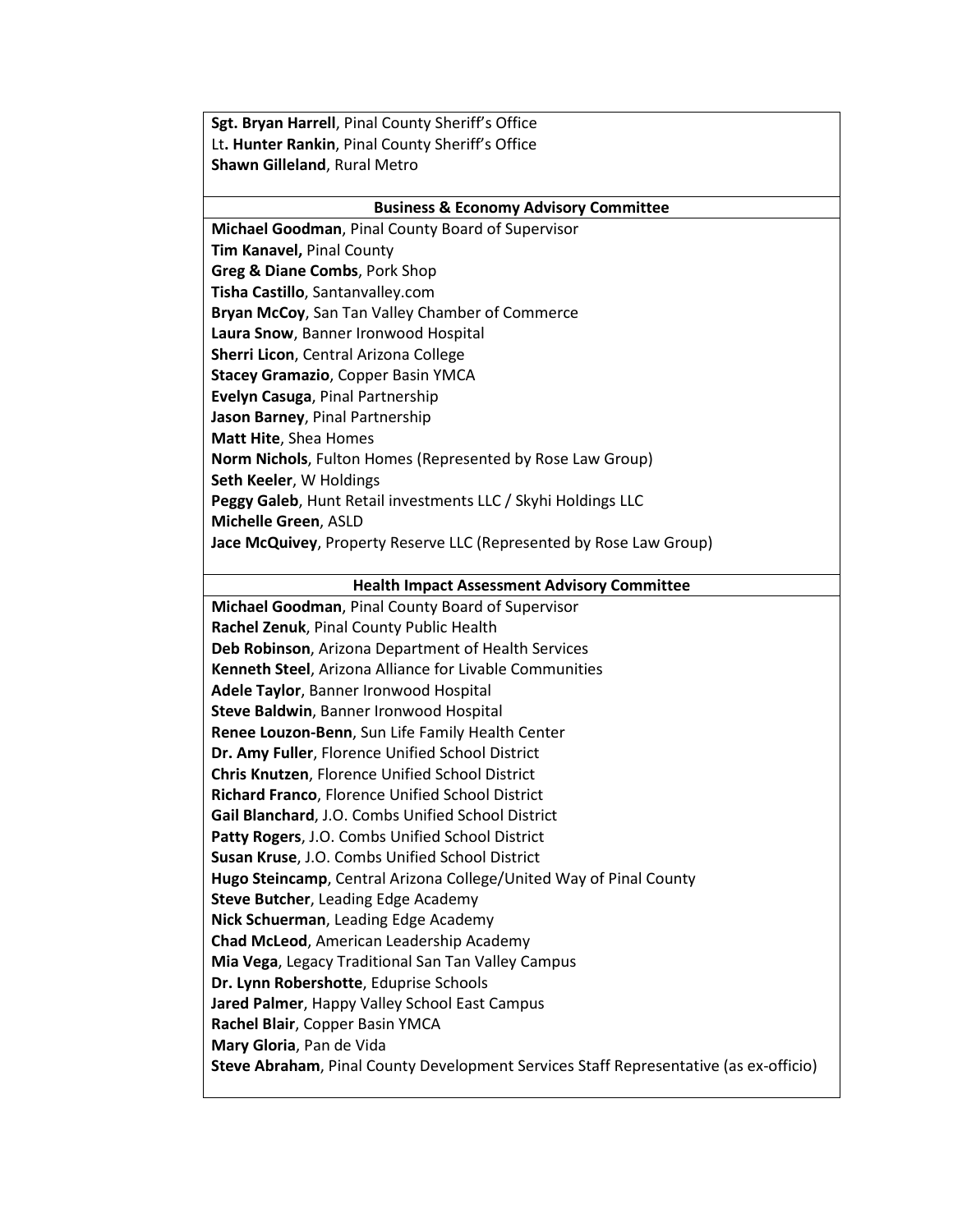**Sgt. Bryan Harrell**, Pinal County Sheriff's Office
Lt**. Hunter Rankin**, Pinal County Sheriff's Office
**Shawn Gilleland**, Rural Metro

### Business & Economy Advisory Committee

**Michael Goodman**, Pinal County Board of Supervisor
**Tim Kanavel,** Pinal County
**Greg & Diane Combs**, Pork Shop
**Tisha Castillo**, Santanvalley.com
**Bryan McCoy**, San Tan Valley Chamber of Commerce
**Laura Snow**, Banner Ironwood Hospital
**Sherri Licon**, Central Arizona College
**Stacey Gramazio**, Copper Basin YMCA
**Evelyn Casuga**, Pinal Partnership
**Jason Barney**, Pinal Partnership
**Matt Hite**, Shea Homes
**Norm Nichols**, Fulton Homes (Represented by Rose Law Group)
**Seth Keeler**, W Holdings
**Peggy Galeb**, Hunt Retail investments LLC / Skyhi Holdings LLC
**Michelle Green**, ASLD
**Jace McQuivey**, Property Reserve LLC (Represented by Rose Law Group)

### Health Impact Assessment Advisory Committee

**Michael Goodman**, Pinal County Board of Supervisor
**Rachel Zenuk**, Pinal County Public Health
**Deb Robinson**, Arizona Department of Health Services
**Kenneth Steel**, Arizona Alliance for Livable Communities
**Adele Taylor**, Banner Ironwood Hospital
**Steve Baldwin**, Banner Ironwood Hospital
**Renee Louzon-Benn**, Sun Life Family Health Center
**Dr. Amy Fuller**, Florence Unified School District
**Chris Knutzen**, Florence Unified School District
**Richard Franco**, Florence Unified School District
**Gail Blanchard**, J.O. Combs Unified School District
**Patty Rogers**, J.O. Combs Unified School District
**Susan Kruse**, J.O. Combs Unified School District
**Hugo Steincamp**, Central Arizona College/United Way of Pinal County
**Steve Butcher**, Leading Edge Academy
**Nick Schuerman**, Leading Edge Academy
**Chad McLeod**, American Leadership Academy
**Mia Vega**, Legacy Traditional San Tan Valley Campus
**Dr. Lynn Robershotte**, Eduprise Schools
**Jared Palmer**, Happy Valley School East Campus
**Rachel Blair**, Copper Basin YMCA
**Mary Gloria**, Pan de Vida
**Steve Abraham**, Pinal County Development Services Staff Representative (as ex-officio)